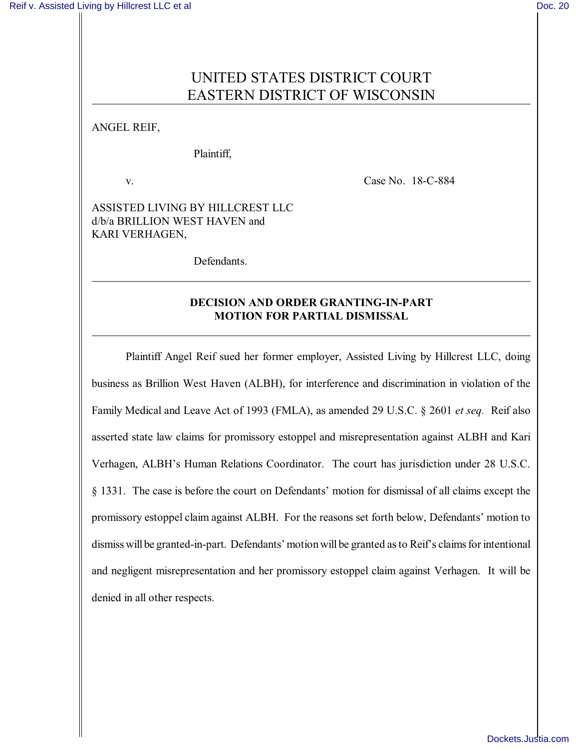# UNITED STATES DISTRICT COURT
# EASTERN DISTRICT OF WISCONSIN

ANGEL REIF,

Plaintiff,

v. Case No. 18-C-884

ASSISTED LIVING BY HILLCREST LLC
d/b/a BRILLION WEST HAVEN and
KARI VERHAGEN,

Defendants.

---

**DECISION AND ORDER GRANTING-IN-PART**
**MOTION FOR PARTIAL DISMISSAL**

---

Plaintiff Angel Reif sued her former employer, Assisted Living by Hillcrest LLC, doing business as Brillion West Haven (ALBH), for interference and discrimination in violation of the Family Medical and Leave Act of 1993 (FMLA), as amended 29 U.S.C. § 2601 *et seq.* Reif also asserted state law claims for promissory estoppel and misrepresentation against ALBH and Kari Verhagen, ALBH's Human Relations Coordinator. The court has jurisdiction under 28 U.S.C. § 1331. The case is before the court on Defendants' motion for dismissal of all claims except the promissory estoppel claim against ALBH. For the reasons set forth below, Defendants' motion to dismiss will be granted-in-part. Defendants' motion will be granted as to Reif's claims for intentional and negligent misrepresentation and her promissory estoppel claim against Verhagen. It will be denied in all other respects.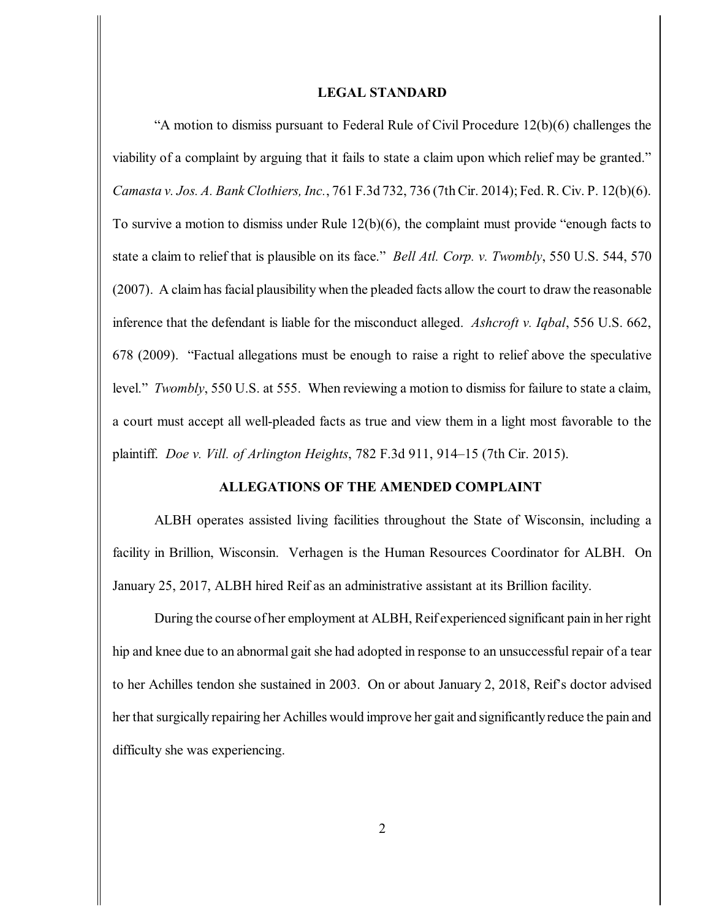## LEGAL STANDARD

"A motion to dismiss pursuant to Federal Rule of Civil Procedure 12(b)(6) challenges the viability of a complaint by arguing that it fails to state a claim upon which relief may be granted." *Camasta v. Jos. A. Bank Clothiers, Inc.*, 761 F.3d 732, 736 (7th Cir. 2014); Fed. R. Civ. P. 12(b)(6). To survive a motion to dismiss under Rule 12(b)(6), the complaint must provide "enough facts to state a claim to relief that is plausible on its face." *Bell Atl. Corp. v. Twombly*, 550 U.S. 544, 570 (2007). A claim has facial plausibility when the pleaded facts allow the court to draw the reasonable inference that the defendant is liable for the misconduct alleged. *Ashcroft v. Iqbal*, 556 U.S. 662, 678 (2009). "Factual allegations must be enough to raise a right to relief above the speculative level." *Twombly*, 550 U.S. at 555. When reviewing a motion to dismiss for failure to state a claim, a court must accept all well-pleaded facts as true and view them in a light most favorable to the plaintiff. *Doe v. Vill. of Arlington Heights*, 782 F.3d 911, 914–15 (7th Cir. 2015).

## ALLEGATIONS OF THE AMENDED COMPLAINT

ALBH operates assisted living facilities throughout the State of Wisconsin, including a facility in Brillion, Wisconsin. Verhagen is the Human Resources Coordinator for ALBH. On January 25, 2017, ALBH hired Reif as an administrative assistant at its Brillion facility.

During the course of her employment at ALBH, Reif experienced significant pain in her right hip and knee due to an abnormal gait she had adopted in response to an unsuccessful repair of a tear to her Achilles tendon she sustained in 2003. On or about January 2, 2018, Reif's doctor advised her that surgically repairing her Achilles would improve her gait and significantly reduce the pain and difficulty she was experiencing.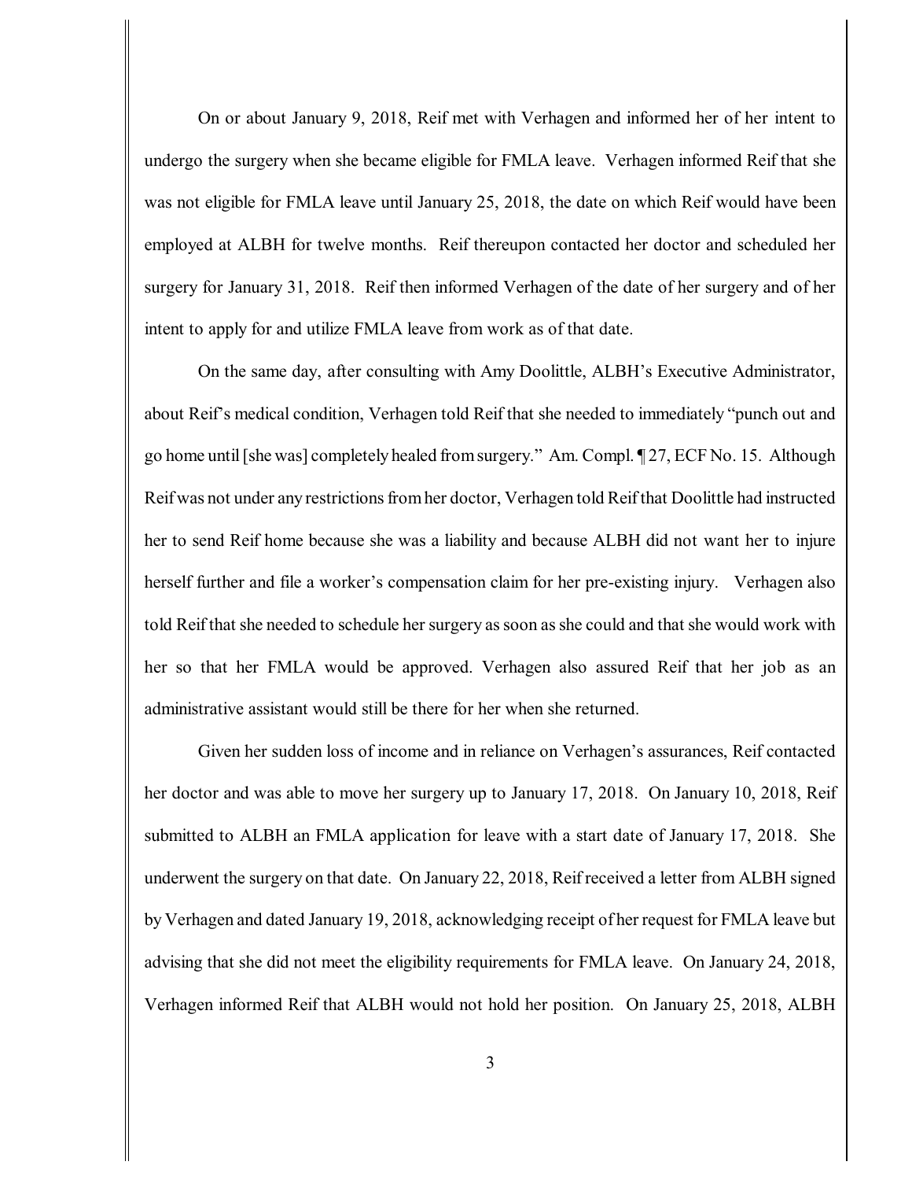On or about January 9, 2018, Reif met with Verhagen and informed her of her intent to undergo the surgery when she became eligible for FMLA leave. Verhagen informed Reif that she was not eligible for FMLA leave until January 25, 2018, the date on which Reif would have been employed at ALBH for twelve months. Reif thereupon contacted her doctor and scheduled her surgery for January 31, 2018. Reif then informed Verhagen of the date of her surgery and of her intent to apply for and utilize FMLA leave from work as of that date.

On the same day, after consulting with Amy Doolittle, ALBH's Executive Administrator, about Reif's medical condition, Verhagen told Reif that she needed to immediately "punch out and go home until [she was] completely healed from surgery." Am. Compl. ¶ 27, ECF No. 15. Although Reif was not under any restrictions from her doctor, Verhagen told Reif that Doolittle had instructed her to send Reif home because she was a liability and because ALBH did not want her to injure herself further and file a worker's compensation claim for her pre-existing injury. Verhagen also told Reif that she needed to schedule her surgery as soon as she could and that she would work with her so that her FMLA would be approved. Verhagen also assured Reif that her job as an administrative assistant would still be there for her when she returned.

Given her sudden loss of income and in reliance on Verhagen's assurances, Reif contacted her doctor and was able to move her surgery up to January 17, 2018. On January 10, 2018, Reif submitted to ALBH an FMLA application for leave with a start date of January 17, 2018. She underwent the surgery on that date. On January 22, 2018, Reif received a letter from ALBH signed by Verhagen and dated January 19, 2018, acknowledging receipt of her request for FMLA leave but advising that she did not meet the eligibility requirements for FMLA leave. On January 24, 2018, Verhagen informed Reif that ALBH would not hold her position. On January 25, 2018, ALBH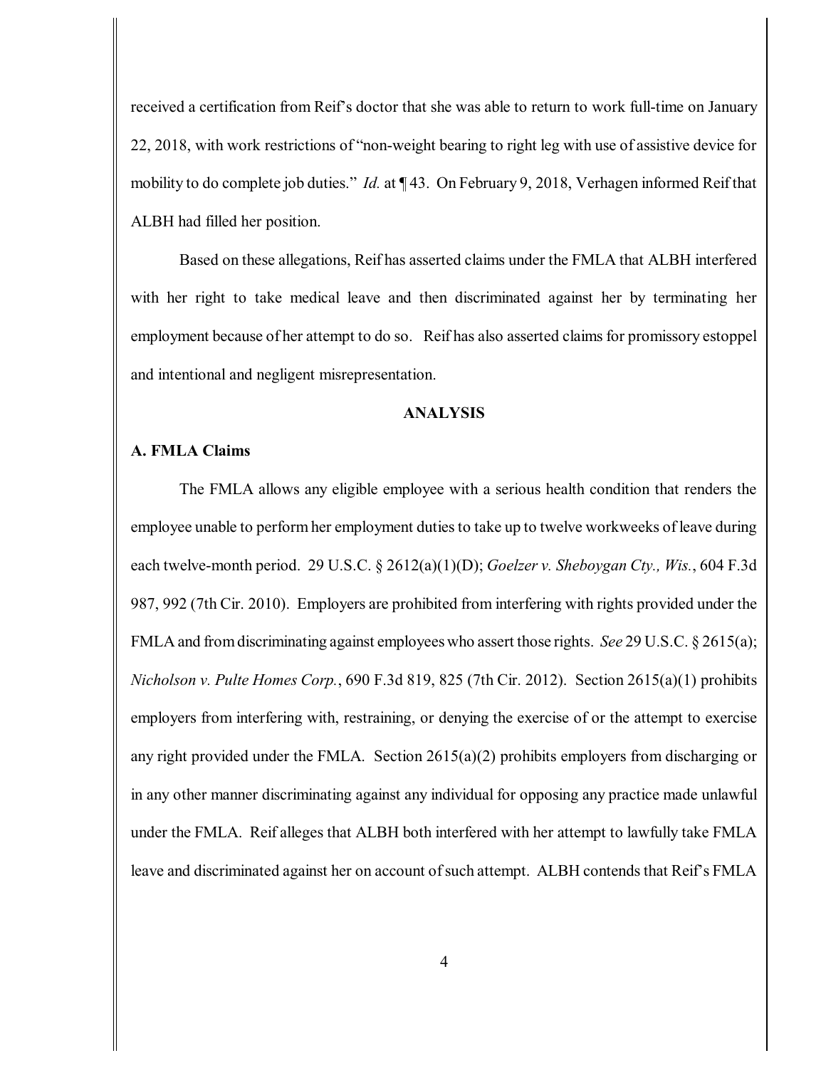received a certification from Reif's doctor that she was able to return to work full-time on January 22, 2018, with work restrictions of "non-weight bearing to right leg with use of assistive device for mobility to do complete job duties." *Id.* at ¶ 43. On February 9, 2018, Verhagen informed Reif that ALBH had filled her position.

Based on these allegations, Reif has asserted claims under the FMLA that ALBH interfered with her right to take medical leave and then discriminated against her by terminating her employment because of her attempt to do so. Reif has also asserted claims for promissory estoppel and intentional and negligent misrepresentation.

## ANALYSIS

### A. FMLA Claims

The FMLA allows any eligible employee with a serious health condition that renders the employee unable to perform her employment duties to take up to twelve workweeks of leave during each twelve-month period. 29 U.S.C. § 2612(a)(1)(D); *Goelzer v. Sheboygan Cty., Wis.*, 604 F.3d 987, 992 (7th Cir. 2010). Employers are prohibited from interfering with rights provided under the FMLA and from discriminating against employees who assert those rights. *See* 29 U.S.C. § 2615(a); *Nicholson v. Pulte Homes Corp.*, 690 F.3d 819, 825 (7th Cir. 2012). Section 2615(a)(1) prohibits employers from interfering with, restraining, or denying the exercise of or the attempt to exercise any right provided under the FMLA. Section 2615(a)(2) prohibits employers from discharging or in any other manner discriminating against any individual for opposing any practice made unlawful under the FMLA. Reif alleges that ALBH both interfered with her attempt to lawfully take FMLA leave and discriminated against her on account of such attempt. ALBH contends that Reif's FMLA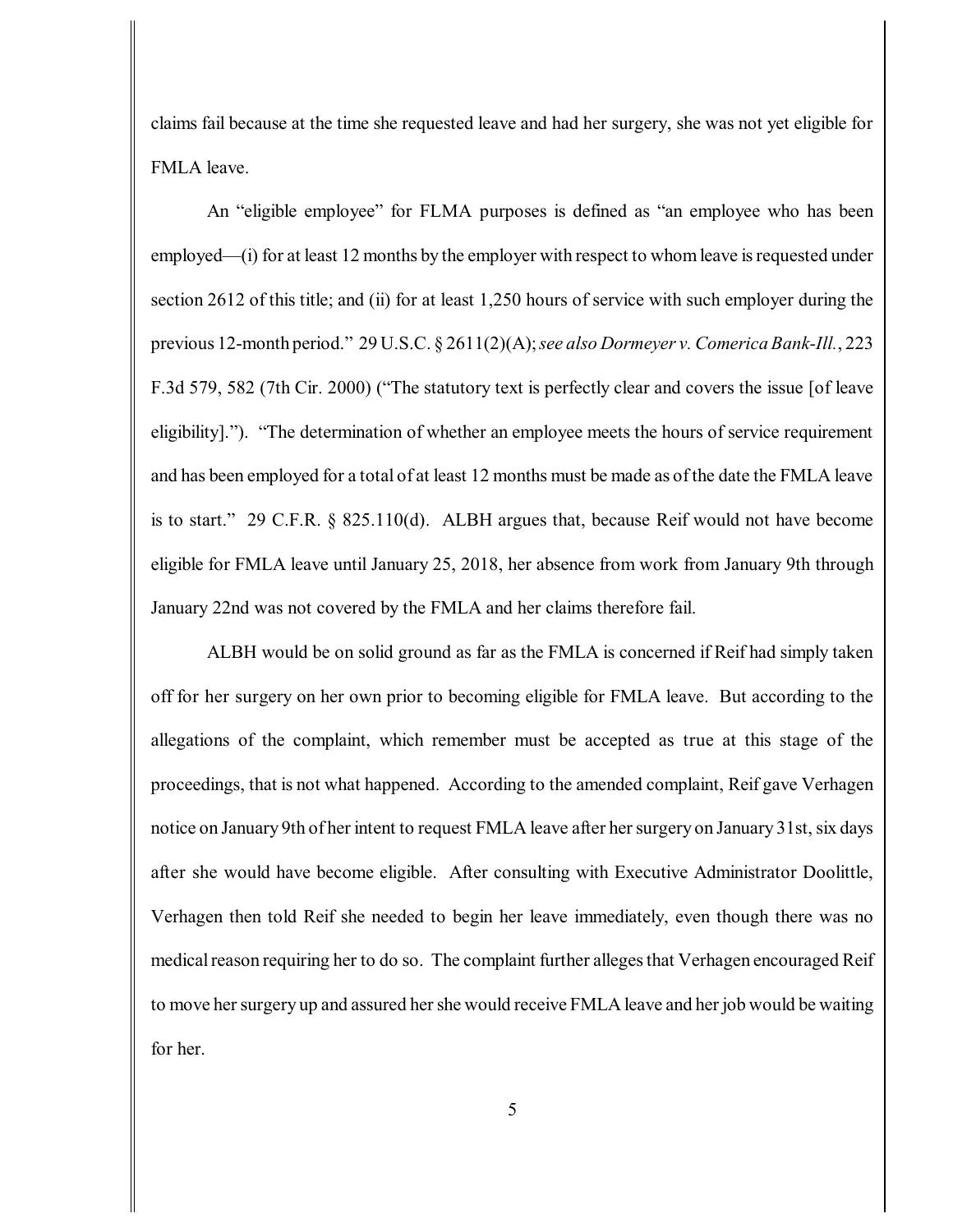claims fail because at the time she requested leave and had her surgery, she was not yet eligible for FMLA leave.

An "eligible employee" for FLMA purposes is defined as "an employee who has been employed—(i) for at least 12 months by the employer with respect to whom leave is requested under section 2612 of this title; and (ii) for at least 1,250 hours of service with such employer during the previous 12-month period." 29 U.S.C. § 2611(2)(A); *see also Dormeyer v. Comerica Bank-Ill.*, 223 F.3d 579, 582 (7th Cir. 2000) ("The statutory text is perfectly clear and covers the issue [of leave eligibility]."). "The determination of whether an employee meets the hours of service requirement and has been employed for a total of at least 12 months must be made as of the date the FMLA leave is to start." 29 C.F.R. § 825.110(d). ALBH argues that, because Reif would not have become eligible for FMLA leave until January 25, 2018, her absence from work from January 9th through January 22nd was not covered by the FMLA and her claims therefore fail.

ALBH would be on solid ground as far as the FMLA is concerned if Reif had simply taken off for her surgery on her own prior to becoming eligible for FMLA leave. But according to the allegations of the complaint, which remember must be accepted as true at this stage of the proceedings, that is not what happened. According to the amended complaint, Reif gave Verhagen notice on January 9th of her intent to request FMLA leave after her surgery on January 31st, six days after she would have become eligible. After consulting with Executive Administrator Doolittle, Verhagen then told Reif she needed to begin her leave immediately, even though there was no medical reason requiring her to do so. The complaint further alleges that Verhagen encouraged Reif to move her surgery up and assured her she would receive FMLA leave and her job would be waiting for her.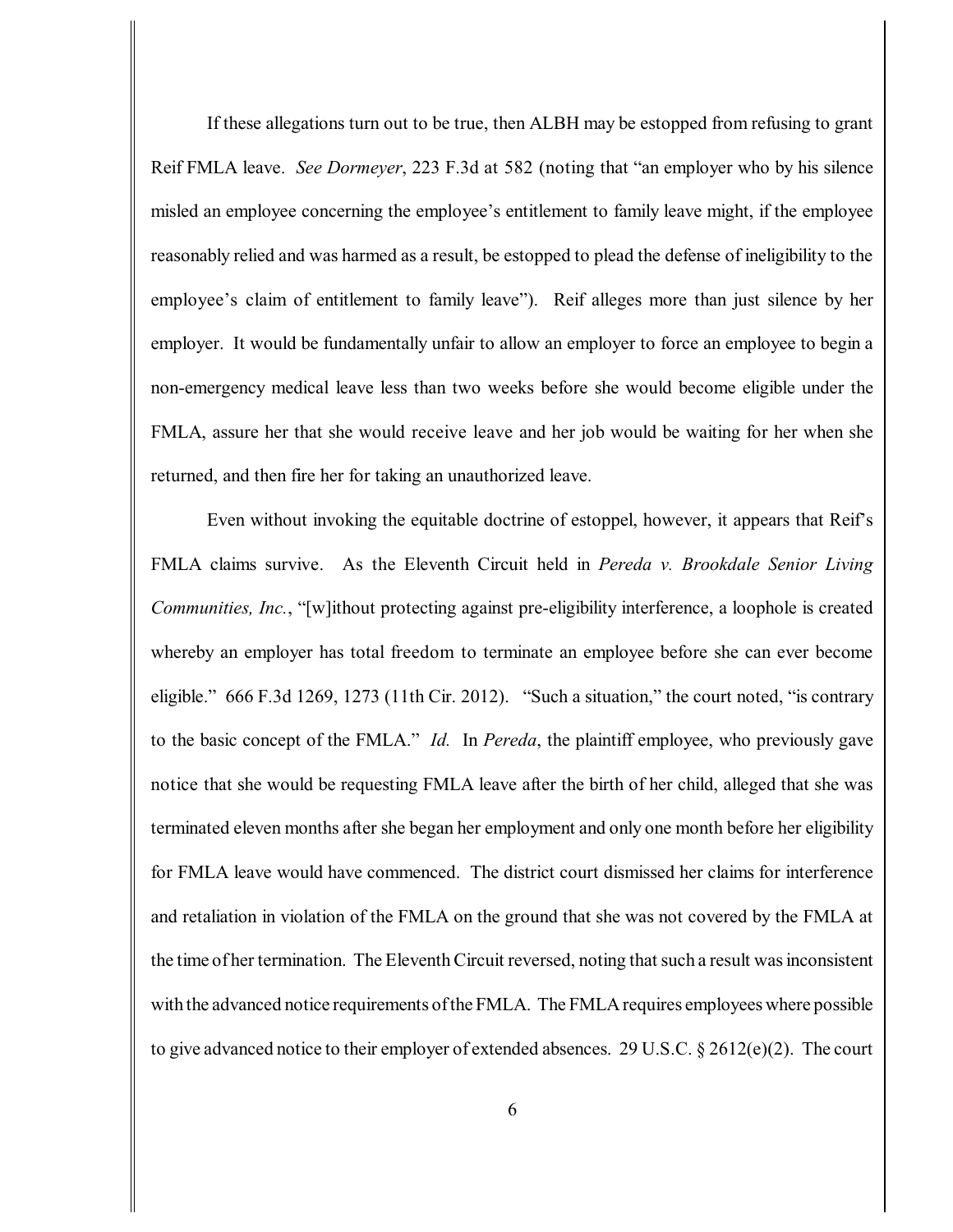If these allegations turn out to be true, then ALBH may be estopped from refusing to grant Reif FMLA leave. *See Dormeyer*, 223 F.3d at 582 (noting that "an employer who by his silence misled an employee concerning the employee's entitlement to family leave might, if the employee reasonably relied and was harmed as a result, be estopped to plead the defense of ineligibility to the employee's claim of entitlement to family leave"). Reif alleges more than just silence by her employer. It would be fundamentally unfair to allow an employer to force an employee to begin a non-emergency medical leave less than two weeks before she would become eligible under the FMLA, assure her that she would receive leave and her job would be waiting for her when she returned, and then fire her for taking an unauthorized leave.

Even without invoking the equitable doctrine of estoppel, however, it appears that Reif's FMLA claims survive. As the Eleventh Circuit held in *Pereda v. Brookdale Senior Living Communities, Inc.*, "[w]ithout protecting against pre-eligibility interference, a loophole is created whereby an employer has total freedom to terminate an employee before she can ever become eligible." 666 F.3d 1269, 1273 (11th Cir. 2012). "Such a situation," the court noted, "is contrary to the basic concept of the FMLA." *Id.* In *Pereda*, the plaintiff employee, who previously gave notice that she would be requesting FMLA leave after the birth of her child, alleged that she was terminated eleven months after she began her employment and only one month before her eligibility for FMLA leave would have commenced. The district court dismissed her claims for interference and retaliation in violation of the FMLA on the ground that she was not covered by the FMLA at the time of her termination. The Eleventh Circuit reversed, noting that such a result was inconsistent with the advanced notice requirements of the FMLA. The FMLA requires employees where possible to give advanced notice to their employer of extended absences. 29 U.S.C. § 2612(e)(2). The court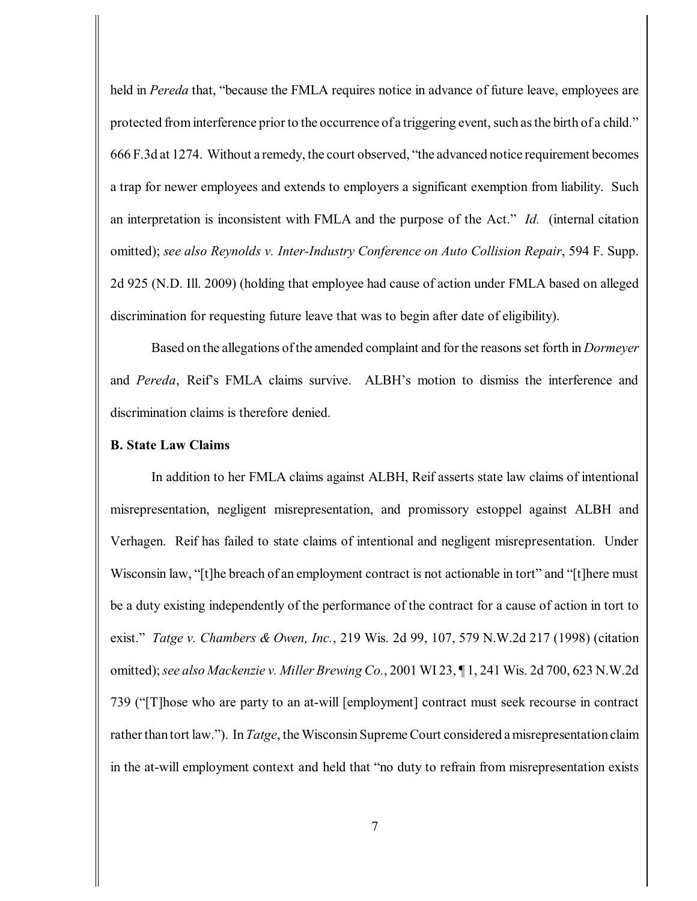held in *Pereda* that, "because the FMLA requires notice in advance of future leave, employees are protected from interference prior to the occurrence of a triggering event, such as the birth of a child." 666 F.3d at 1274. Without a remedy, the court observed, "the advanced notice requirement becomes a trap for newer employees and extends to employers a significant exemption from liability. Such an interpretation is inconsistent with FMLA and the purpose of the Act." *Id.* (internal citation omitted); *see also Reynolds v. Inter-Industry Conference on Auto Collision Repair*, 594 F. Supp. 2d 925 (N.D. Ill. 2009) (holding that employee had cause of action under FMLA based on alleged discrimination for requesting future leave that was to begin after date of eligibility).

Based on the allegations of the amended complaint and for the reasons set forth in *Dormeyer* and *Pereda*, Reif's FMLA claims survive. ALBH's motion to dismiss the interference and discrimination claims is therefore denied.

**B. State Law Claims**

In addition to her FMLA claims against ALBH, Reif asserts state law claims of intentional misrepresentation, negligent misrepresentation, and promissory estoppel against ALBH and Verhagen. Reif has failed to state claims of intentional and negligent misrepresentation. Under Wisconsin law, "[t]he breach of an employment contract is not actionable in tort" and "[t]here must be a duty existing independently of the performance of the contract for a cause of action in tort to exist." *Tatge v. Chambers & Owen, Inc.*, 219 Wis. 2d 99, 107, 579 N.W.2d 217 (1998) (citation omitted); *see also Mackenzie v. Miller Brewing Co.*, 2001 WI 23, ¶ 1, 241 Wis. 2d 700, 623 N.W.2d 739 ("[T]hose who are party to an at-will [employment] contract must seek recourse in contract rather than tort law."). In *Tatge*, the Wisconsin Supreme Court considered a misrepresentation claim in the at-will employment context and held that "no duty to refrain from misrepresentation exists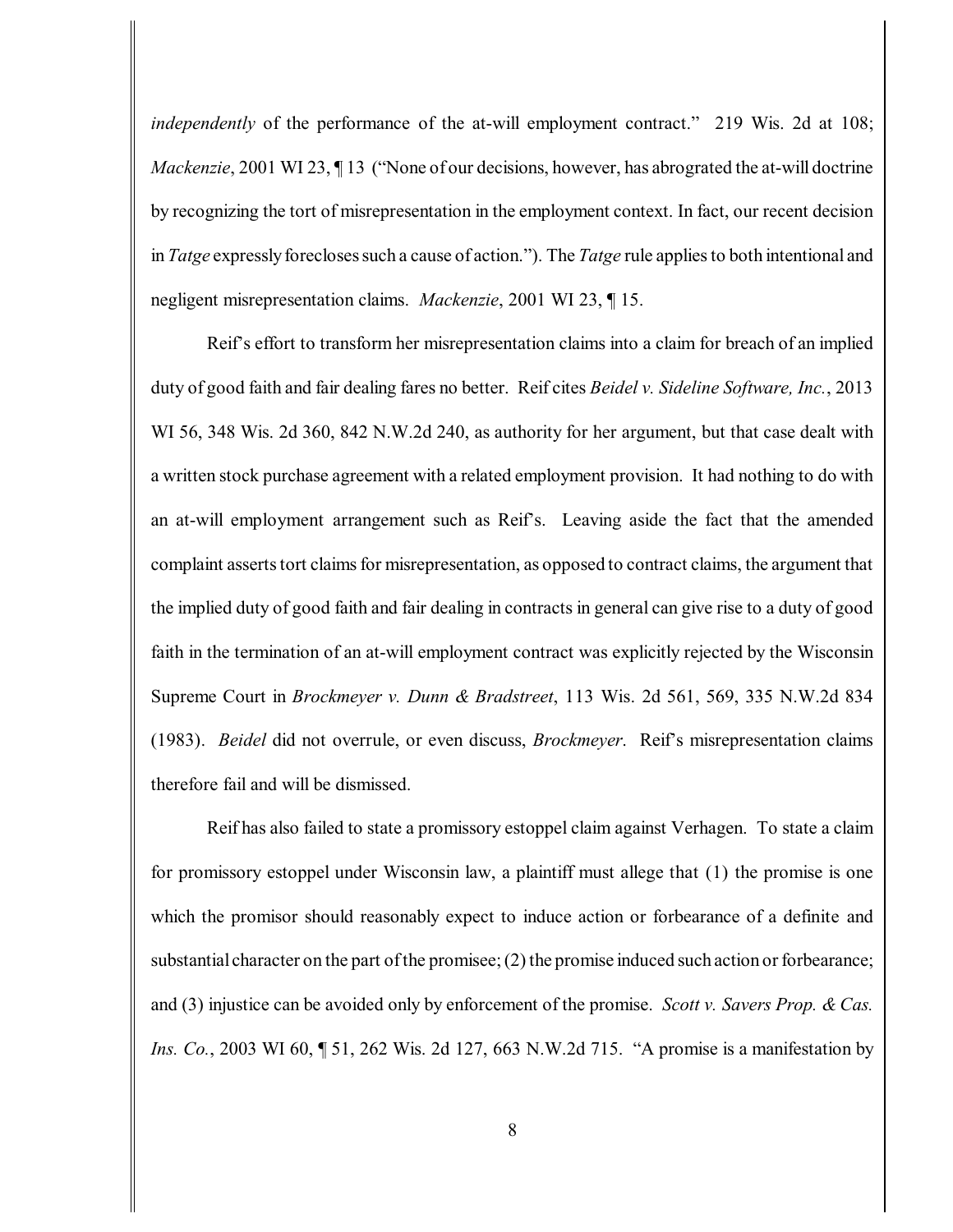*independently* of the performance of the at-will employment contract." 219 Wis. 2d at 108; *Mackenzie*, 2001 WI 23, ¶ 13 ("None of our decisions, however, has abrogated the at-will doctrine by recognizing the tort of misrepresentation in the employment context. In fact, our recent decision in *Tatge* expressly forecloses such a cause of action."). The *Tatge* rule applies to both intentional and negligent misrepresentation claims. *Mackenzie*, 2001 WI 23, ¶ 15.

Reif's effort to transform her misrepresentation claims into a claim for breach of an implied duty of good faith and fair dealing fares no better. Reif cites *Beidel v. Sideline Software, Inc.*, 2013 WI 56, 348 Wis. 2d 360, 842 N.W.2d 240, as authority for her argument, but that case dealt with a written stock purchase agreement with a related employment provision. It had nothing to do with an at-will employment arrangement such as Reif's. Leaving aside the fact that the amended complaint asserts tort claims for misrepresentation, as opposed to contract claims, the argument that the implied duty of good faith and fair dealing in contracts in general can give rise to a duty of good faith in the termination of an at-will employment contract was explicitly rejected by the Wisconsin Supreme Court in *Brockmeyer v. Dunn & Bradstreet*, 113 Wis. 2d 561, 569, 335 N.W.2d 834 (1983). *Beidel* did not overrule, or even discuss, *Brockmeyer*. Reif's misrepresentation claims therefore fail and will be dismissed.

Reif has also failed to state a promissory estoppel claim against Verhagen. To state a claim for promissory estoppel under Wisconsin law, a plaintiff must allege that (1) the promise is one which the promisor should reasonably expect to induce action or forbearance of a definite and substantial character on the part of the promisee; (2) the promise induced such action or forbearance; and (3) injustice can be avoided only by enforcement of the promise. *Scott v. Savers Prop. & Cas. Ins. Co.*, 2003 WI 60, ¶ 51, 262 Wis. 2d 127, 663 N.W.2d 715. "A promise is a manifestation by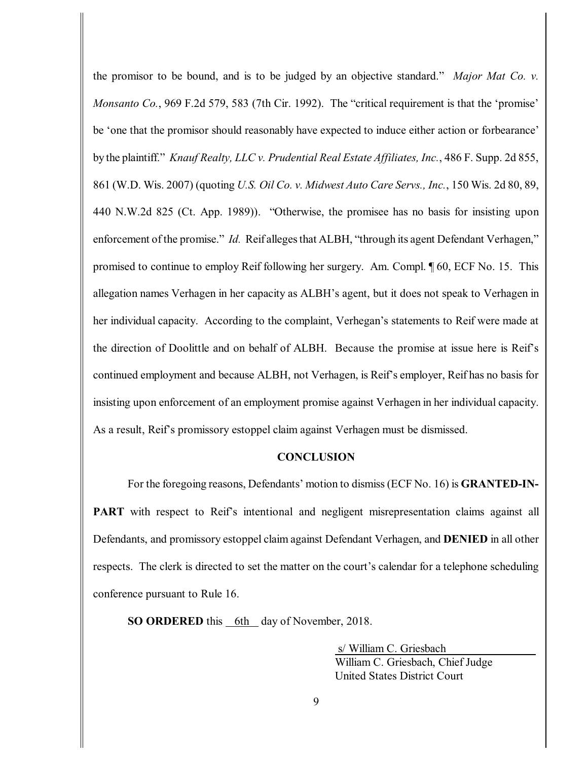the promisor to be bound, and is to be judged by an objective standard." *Major Mat Co. v. Monsanto Co.*, 969 F.2d 579, 583 (7th Cir. 1992). The "critical requirement is that the 'promise' be 'one that the promisor should reasonably have expected to induce either action or forbearance' by the plaintiff." *Knauf Realty, LLC v. Prudential Real Estate Affiliates, Inc.*, 486 F. Supp. 2d 855, 861 (W.D. Wis. 2007) (quoting *U.S. Oil Co. v. Midwest Auto Care Servs., Inc.*, 150 Wis. 2d 80, 89, 440 N.W.2d 825 (Ct. App. 1989)). "Otherwise, the promisee has no basis for insisting upon enforcement of the promise." *Id.* Reif alleges that ALBH, "through its agent Defendant Verhagen," promised to continue to employ Reif following her surgery. Am. Compl. ¶ 60, ECF No. 15. This allegation names Verhagen in her capacity as ALBH's agent, but it does not speak to Verhagen in her individual capacity. According to the complaint, Verhegan's statements to Reif were made at the direction of Doolittle and on behalf of ALBH. Because the promise at issue here is Reif's continued employment and because ALBH, not Verhagen, is Reif's employer, Reif has no basis for insisting upon enforcement of an employment promise against Verhagen in her individual capacity. As a result, Reif's promissory estoppel claim against Verhagen must be dismissed.

## CONCLUSION

For the foregoing reasons, Defendants' motion to dismiss (ECF No. 16) is **GRANTED-IN-PART** with respect to Reif's intentional and negligent misrepresentation claims against all Defendants, and promissory estoppel claim against Defendant Verhagen, and **DENIED** in all other respects. The clerk is directed to set the matter on the court's calendar for a telephone scheduling conference pursuant to Rule 16.

**SO ORDERED** this 6th day of November, 2018.

s/ William C. Griesbach
William C. Griesbach, Chief Judge
United States District Court